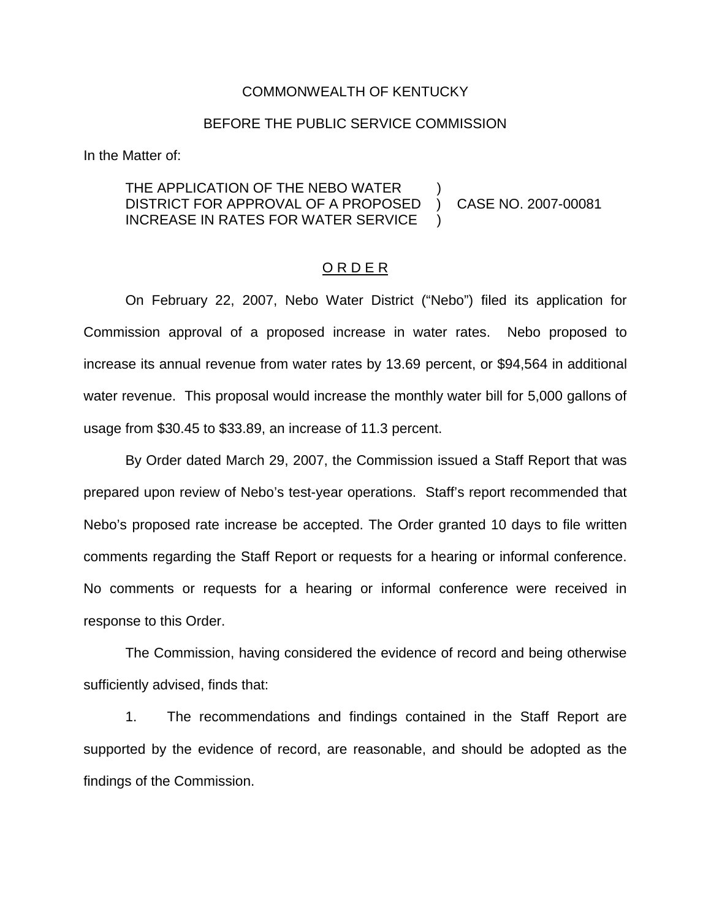COMMONWEALTH OF KENTUCKY

BEFORE THE PUBLIC SERVICE COMMISSION

In the Matter of:

THE APPLICATION OF THE NEBO WATER DISTRICT FOR APPROVAL OF A PROPOSED INCREASE IN RATES FOR WATER SERVICE ) CASE NO. 2007-00081

## O R D E R

On February 22, 2007, Nebo Water District ("Nebo") filed its application for Commission approval of a proposed increase in water rates. Nebo proposed to increase its annual revenue from water rates by 13.69 percent, or $94,564 in additional water revenue. This proposal would increase the monthly water bill for 5,000 gallons of usage from $30.45 to $33.89, an increase of 11.3 percent.

By Order dated March 29, 2007, the Commission issued a Staff Report that was prepared upon review of Nebo's test-year operations. Staff's report recommended that Nebo's proposed rate increase be accepted. The Order granted 10 days to file written comments regarding the Staff Report or requests for a hearing or informal conference. No comments or requests for a hearing or informal conference were received in response to this Order.

The Commission, having considered the evidence of record and being otherwise sufficiently advised, finds that:

1. The recommendations and findings contained in the Staff Report are supported by the evidence of record, are reasonable, and should be adopted as the findings of the Commission.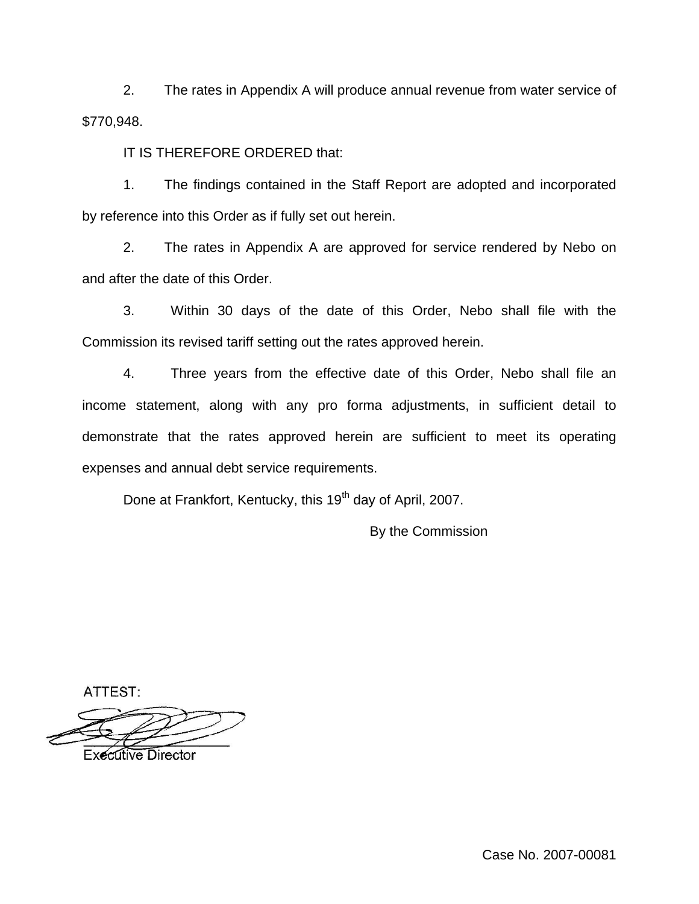2. The rates in Appendix A will produce annual revenue from water service of $770,948.

IT IS THEREFORE ORDERED that:

1. The findings contained in the Staff Report are adopted and incorporated by reference into this Order as if fully set out herein.

2. The rates in Appendix A are approved for service rendered by Nebo on and after the date of this Order.

3. Within 30 days of the date of this Order, Nebo shall file with the Commission its revised tariff setting out the rates approved herein.

4. Three years from the effective date of this Order, Nebo shall file an income statement, along with any pro forma adjustments, in sufficient detail to demonstrate that the rates approved herein are sufficient to meet its operating expenses and annual debt service requirements.

Done at Frankfort, Kentucky, this 19th day of April, 2007.

By the Commission

ATTEST:

Executive Director

Case No. 2007-00081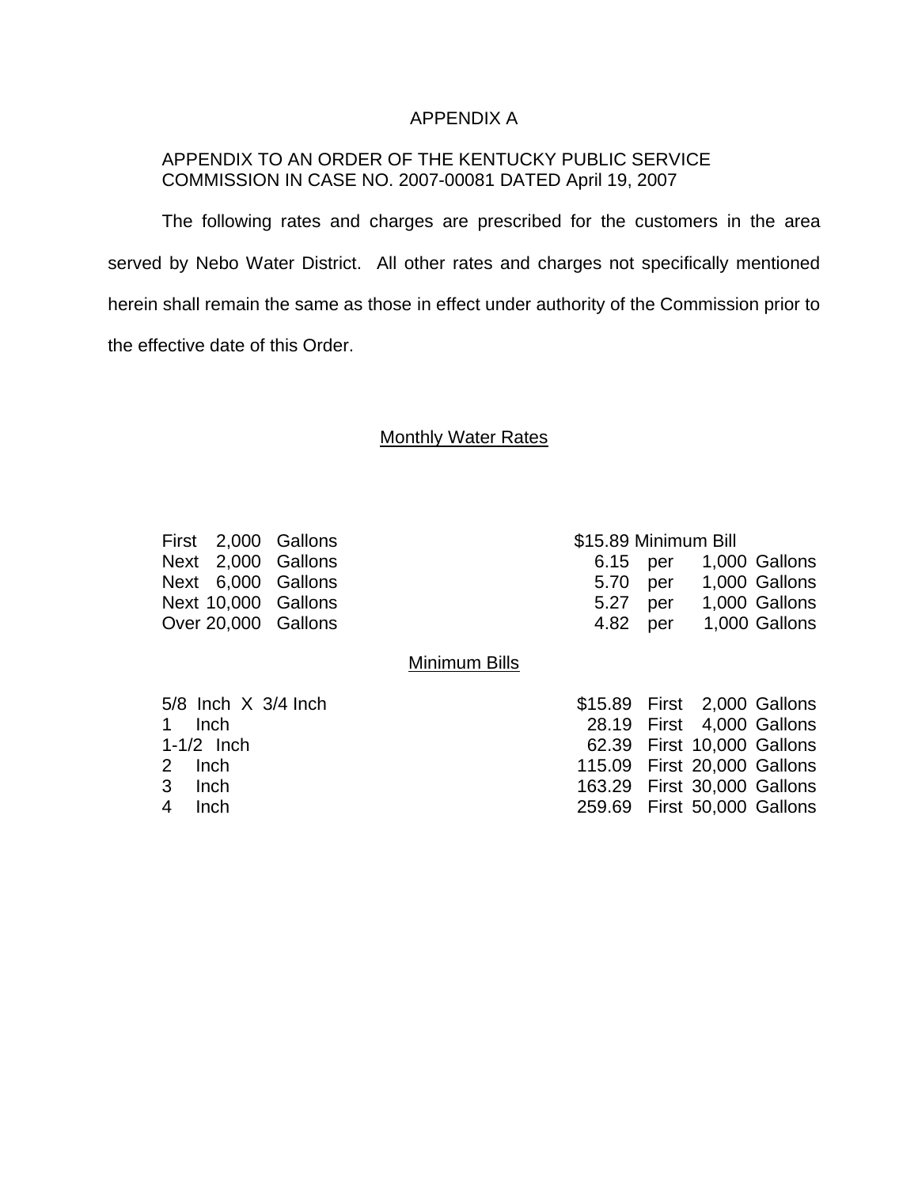APPENDIX A

APPENDIX TO AN ORDER OF THE KENTUCKY PUBLIC SERVICE COMMISSION IN CASE NO. 2007-00081 DATED April 19, 2007

The following rates and charges are prescribed for the customers in the area served by Nebo Water District. All other rates and charges not specifically mentioned herein shall remain the same as those in effect under authority of the Commission prior to the effective date of this Order.

Monthly Water Rates

| | |
|---|---|
| First 2,000 Gallons | $15.89 Minimum Bill |
| Next 2,000 Gallons | 6.15 per 1,000 Gallons |
| Next 6,000 Gallons | 5.70 per 1,000 Gallons |
| Next 10,000 Gallons | 5.27 per 1,000 Gallons |
| Over 20,000 Gallons | 4.82 per 1,000 Gallons |

Minimum Bills

| | |
|---|---|
| 5/8 Inch X 3/4 Inch | $15.89 First 2,000 Gallons |
| 1 Inch | 28.19 First 4,000 Gallons |
| 1-1/2 Inch | 62.39 First 10,000 Gallons |
| 2 Inch | 115.09 First 20,000 Gallons |
| 3 Inch | 163.29 First 30,000 Gallons |
| 4 Inch | 259.69 First 50,000 Gallons |